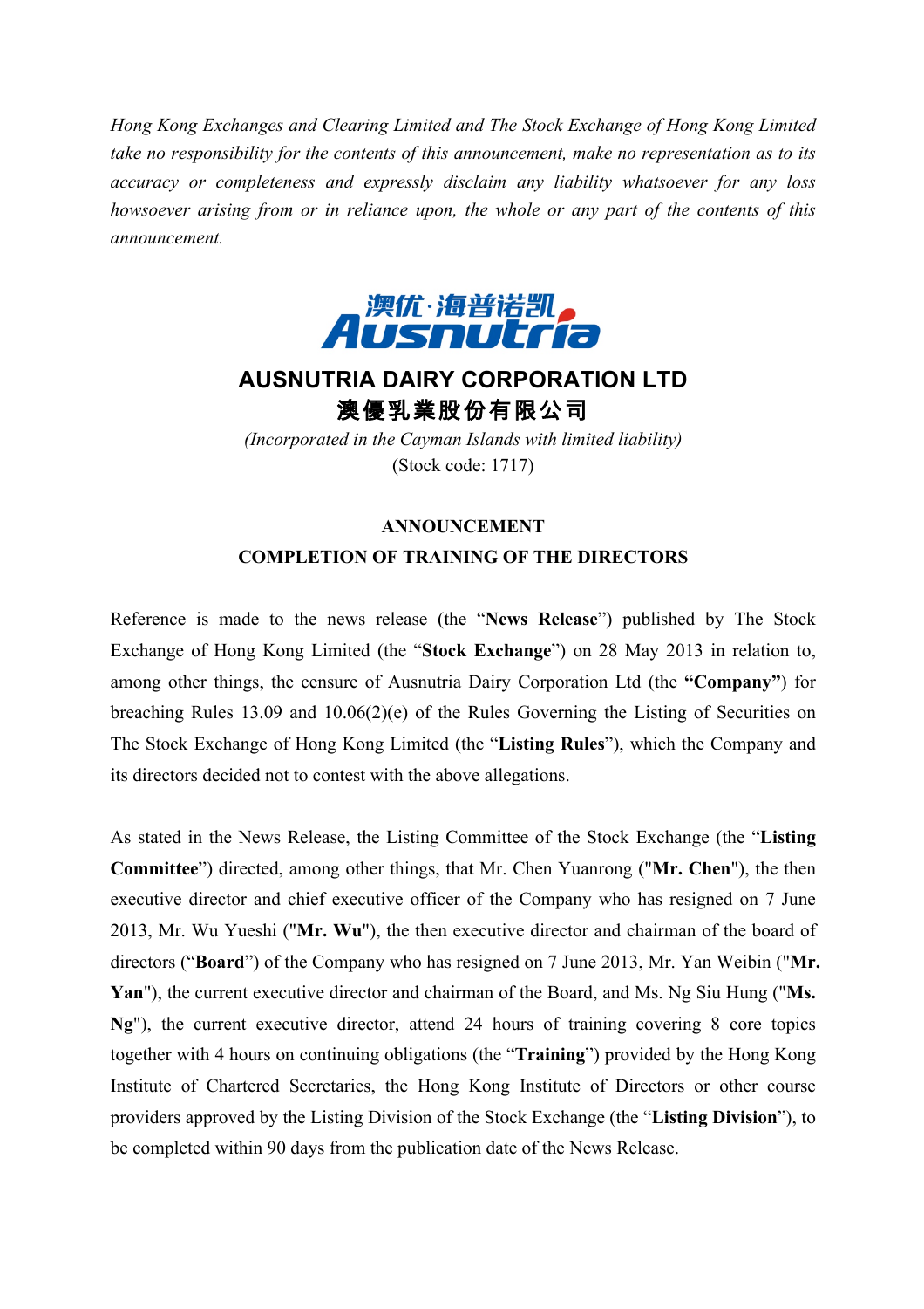*Hong Kong Exchanges and Clearing Limited and The Stock Exchange of Hong Kong Limited take no responsibility for the contents of this announcement, make no representation as to its accuracy or completeness and expressly disclaim any liability whatsoever for any loss howsoever arising from or in reliance upon, the whole or any part of the contents of this announcement.*

澳优·海普诺凯
Ausnutria

# AUSNUTRIA DAIRY CORPORATION LTD
# 澳優乳業股份有限公司

*(Incorporated in the Cayman Islands with limited liability)*
(Stock code: 1717)

## ANNOUNCEMENT
## COMPLETION OF TRAINING OF THE DIRECTORS

Reference is made to the news release (the "**News Release**") published by The Stock Exchange of Hong Kong Limited (the "**Stock Exchange**") on 28 May 2013 in relation to, among other things, the censure of Ausnutria Dairy Corporation Ltd (the **"Company"**) for breaching Rules 13.09 and 10.06(2)(e) of the Rules Governing the Listing of Securities on The Stock Exchange of Hong Kong Limited (the "**Listing Rules**"), which the Company and its directors decided not to contest with the above allegations.

As stated in the News Release, the Listing Committee of the Stock Exchange (the "**Listing Committee**") directed, among other things, that Mr. Chen Yuanrong ("**Mr. Chen**"), the then executive director and chief executive officer of the Company who has resigned on 7 June 2013, Mr. Wu Yueshi ("**Mr. Wu**"), the then executive director and chairman of the board of directors ("**Board**") of the Company who has resigned on 7 June 2013, Mr. Yan Weibin ("**Mr. Yan**"), the current executive director and chairman of the Board, and Ms. Ng Siu Hung ("**Ms. Ng**"), the current executive director, attend 24 hours of training covering 8 core topics together with 4 hours on continuing obligations (the "**Training**") provided by the Hong Kong Institute of Chartered Secretaries, the Hong Kong Institute of Directors or other course providers approved by the Listing Division of the Stock Exchange (the "**Listing Division**"), to be completed within 90 days from the publication date of the News Release.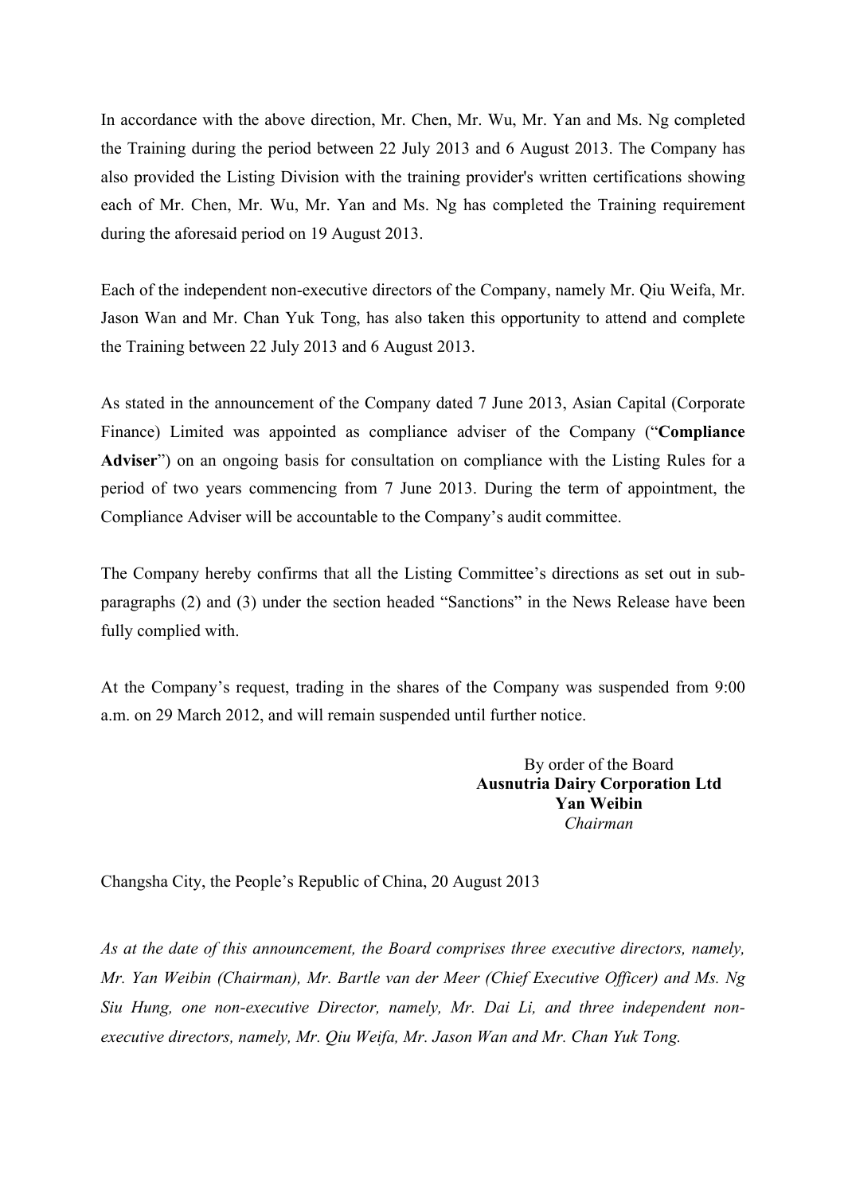In accordance with the above direction, Mr. Chen, Mr. Wu, Mr. Yan and Ms. Ng completed the Training during the period between 22 July 2013 and 6 August 2013. The Company has also provided the Listing Division with the training provider's written certifications showing each of Mr. Chen, Mr. Wu, Mr. Yan and Ms. Ng has completed the Training requirement during the aforesaid period on 19 August 2013.

Each of the independent non-executive directors of the Company, namely Mr. Qiu Weifa, Mr. Jason Wan and Mr. Chan Yuk Tong, has also taken this opportunity to attend and complete the Training between 22 July 2013 and 6 August 2013.

As stated in the announcement of the Company dated 7 June 2013, Asian Capital (Corporate Finance) Limited was appointed as compliance adviser of the Company ("**Compliance Adviser**") on an ongoing basis for consultation on compliance with the Listing Rules for a period of two years commencing from 7 June 2013. During the term of appointment, the Compliance Adviser will be accountable to the Company's audit committee.

The Company hereby confirms that all the Listing Committee's directions as set out in sub-paragraphs (2) and (3) under the section headed "Sanctions" in the News Release have been fully complied with.

At the Company's request, trading in the shares of the Company was suspended from 9:00 a.m. on 29 March 2012, and will remain suspended until further notice.

By order of the Board
**Ausnutria Dairy Corporation Ltd**
**Yan Weibin**
*Chairman*

Changsha City, the People's Republic of China, 20 August 2013

*As at the date of this announcement, the Board comprises three executive directors, namely, Mr. Yan Weibin (Chairman), Mr. Bartle van der Meer (Chief Executive Officer) and Ms. Ng Siu Hung, one non-executive Director, namely, Mr. Dai Li, and three independent non-executive directors, namely, Mr. Qiu Weifa, Mr. Jason Wan and Mr. Chan Yuk Tong.*